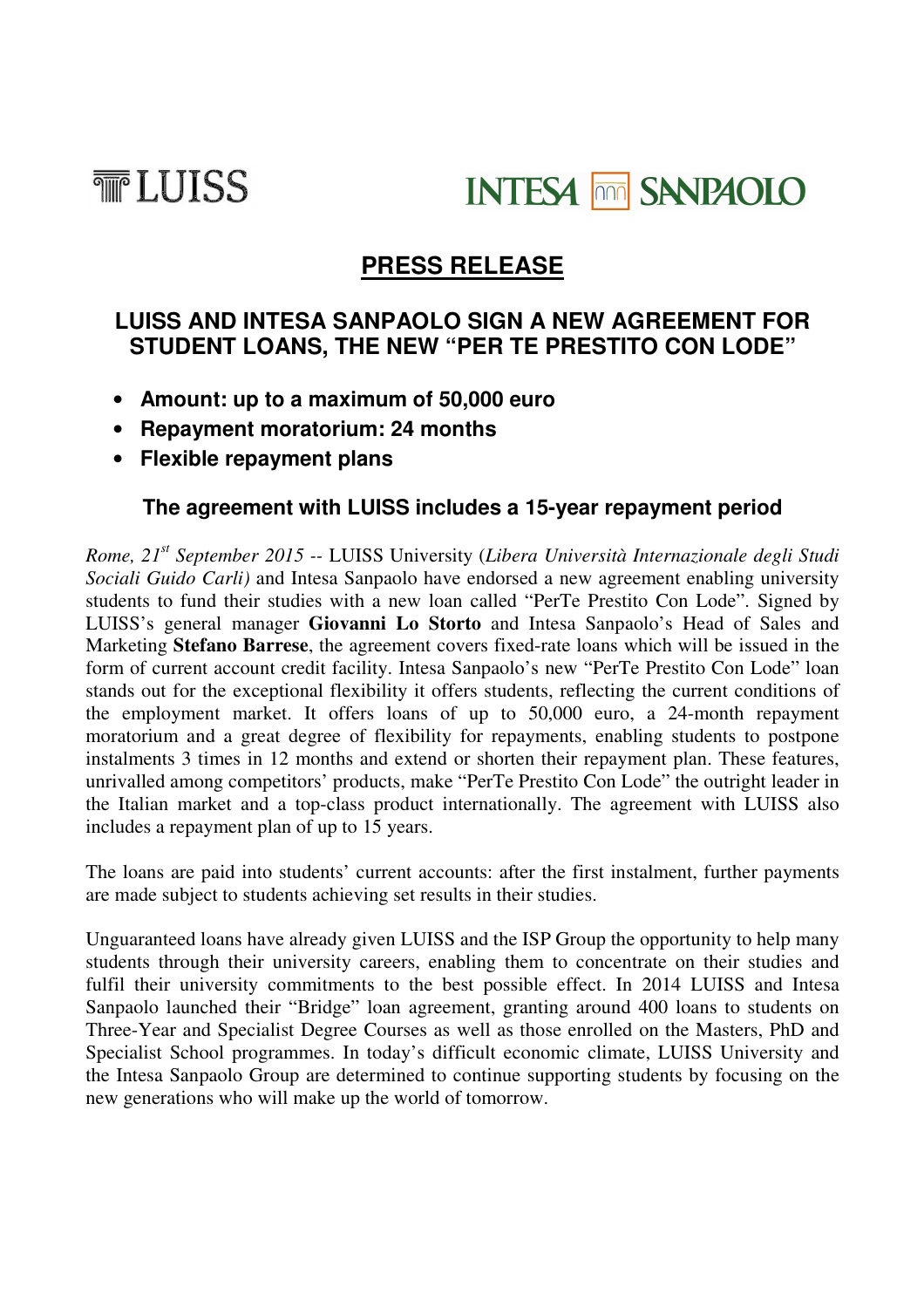LUISS INTESA SANPAOLO

# PRESS RELEASE

## LUISS AND INTESA SANPAOLO SIGN A NEW AGREEMENT FOR STUDENT LOANS, THE NEW "PER TE PRESTITO CON LODE"

- **Amount: up to a maximum of 50,000 euro**
- **Repayment moratorium: 24 months**
- **Flexible repayment plans**

### The agreement with LUISS includes a 15-year repayment period

*Rome, 21st September 2015* -- LUISS University (*Libera Università Internazionale degli Studi Sociali Guido Carli)* and Intesa Sanpaolo have endorsed a new agreement enabling university students to fund their studies with a new loan called "PerTe Prestito Con Lode". Signed by LUISS's general manager **Giovanni Lo Storto** and Intesa Sanpaolo's Head of Sales and Marketing **Stefano Barrese**, the agreement covers fixed-rate loans which will be issued in the form of current account credit facility. Intesa Sanpaolo's new "PerTe Prestito Con Lode" loan stands out for the exceptional flexibility it offers students, reflecting the current conditions of the employment market. It offers loans of up to 50,000 euro, a 24-month repayment moratorium and a great degree of flexibility for repayments, enabling students to postpone instalments 3 times in 12 months and extend or shorten their repayment plan. These features, unrivalled among competitors' products, make "PerTe Prestito Con Lode" the outright leader in the Italian market and a top-class product internationally. The agreement with LUISS also includes a repayment plan of up to 15 years.

The loans are paid into students' current accounts: after the first instalment, further payments are made subject to students achieving set results in their studies.

Unguaranteed loans have already given LUISS and the ISP Group the opportunity to help many students through their university careers, enabling them to concentrate on their studies and fulfil their university commitments to the best possible effect. In 2014 LUISS and Intesa Sanpaolo launched their "Bridge" loan agreement, granting around 400 loans to students on Three-Year and Specialist Degree Courses as well as those enrolled on the Masters, PhD and Specialist School programmes. In today's difficult economic climate, LUISS University and the Intesa Sanpaolo Group are determined to continue supporting students by focusing on the new generations who will make up the world of tomorrow.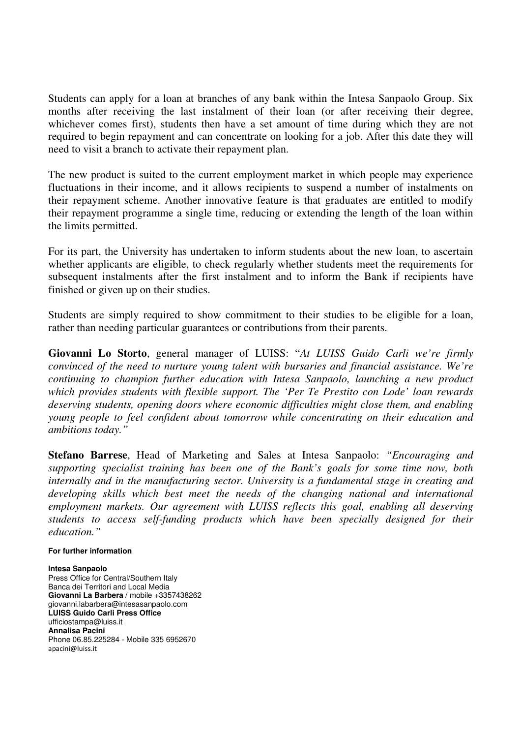Students can apply for a loan at branches of any bank within the Intesa Sanpaolo Group. Six months after receiving the last instalment of their loan (or after receiving their degree, whichever comes first), students then have a set amount of time during which they are not required to begin repayment and can concentrate on looking for a job. After this date they will need to visit a branch to activate their repayment plan.

The new product is suited to the current employment market in which people may experience fluctuations in their income, and it allows recipients to suspend a number of instalments on their repayment scheme. Another innovative feature is that graduates are entitled to modify their repayment programme a single time, reducing or extending the length of the loan within the limits permitted.

For its part, the University has undertaken to inform students about the new loan, to ascertain whether applicants are eligible, to check regularly whether students meet the requirements for subsequent instalments after the first instalment and to inform the Bank if recipients have finished or given up on their studies.

Students are simply required to show commitment to their studies to be eligible for a loan, rather than needing particular guarantees or contributions from their parents.

**Giovanni Lo Storto**, general manager of LUISS: "*At LUISS Guido Carli we're firmly convinced of the need to nurture young talent with bursaries and financial assistance. We're continuing to champion further education with Intesa Sanpaolo, launching a new product which provides students with flexible support. The 'Per Te Prestito con Lode' loan rewards deserving students, opening doors where economic difficulties might close them, and enabling young people to feel confident about tomorrow while concentrating on their education and ambitions today.*"

**Stefano Barrese**, Head of Marketing and Sales at Intesa Sanpaolo: *"Encouraging and supporting specialist training has been one of the Bank's goals for some time now, both internally and in the manufacturing sector. University is a fundamental stage in creating and developing skills which best meet the needs of the changing national and international employment markets. Our agreement with LUISS reflects this goal, enabling all deserving students to access self-funding products which have been specially designed for their education."*

**For further information**

**Intesa Sanpaolo**
Press Office for Central/Southern Italy
Banca dei Territori and Local Media
**Giovanni La Barbera** / mobile +3357438262
giovanni.labarbera@intesasanpaolo.com
**LUISS Guido Carli Press Office**
ufficiostampa@luiss.it
**Annalisa Pacini**
Phone 06.85.225284 - Mobile 335 6952670
apacini@luiss.it